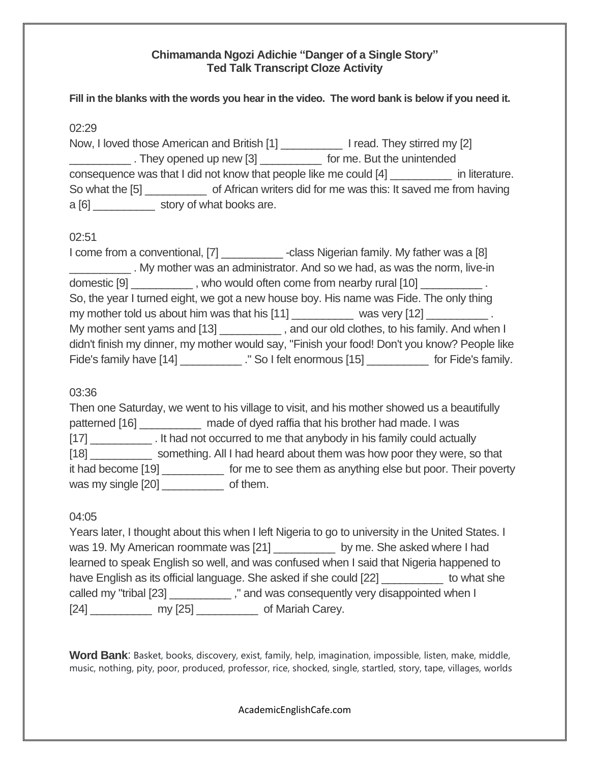## Chimamanda Ngozi Adichie "Danger of a Single Story"
## Ted Talk Transcript Cloze Activity

**Fill in the blanks with the words you hear in the video. The word bank is below if you need it.**

02:29

Now, I loved those American and British [1] __________ I read. They stirred my [2] __________ . They opened up new [3] __________ for me. But the unintended consequence was that I did not know that people like me could [4] __________ in literature. So what the [5] __________ of African writers did for me was this: It saved me from having a [6] __________ story of what books are.

02:51

I come from a conventional, [7] __________ -class Nigerian family. My father was a [8] __________ . My mother was an administrator. And so we had, as was the norm, live-in domestic [9] __________ , who would often come from nearby rural [10] __________ . So, the year I turned eight, we got a new house boy. His name was Fide. The only thing my mother told us about him was that his [11] __________ was very [12] __________ . My mother sent yams and [13] __________ , and our old clothes, to his family. And when I didn't finish my dinner, my mother would say, "Finish your food! Don't you know? People like Fide's family have [14] __________ ." So I felt enormous [15] __________ for Fide's family.

03:36

Then one Saturday, we went to his village to visit, and his mother showed us a beautifully patterned [16] __________ made of dyed raffia that his brother had made. I was [17] __________ . It had not occurred to me that anybody in his family could actually [18] __________ something. All I had heard about them was how poor they were, so that it had become [19] __________ for me to see them as anything else but poor. Their poverty was my single [20] __________ of them.

04:05

Years later, I thought about this when I left Nigeria to go to university in the United States. I was 19. My American roommate was [21] __________ by me. She asked where I had learned to speak English so well, and was confused when I said that Nigeria happened to have English as its official language. She asked if she could [22] __________ to what she called my "tribal [23] __________ ," and was consequently very disappointed when I [24] __________ my [25] __________ of Mariah Carey.

**Word Bank**: Basket, books, discovery, exist, family, help, imagination, impossible, listen, make, middle, music, nothing, pity, poor, produced, professor, rice, shocked, single, startled, story, tape, villages, worlds

AcademicEnglishCafe.com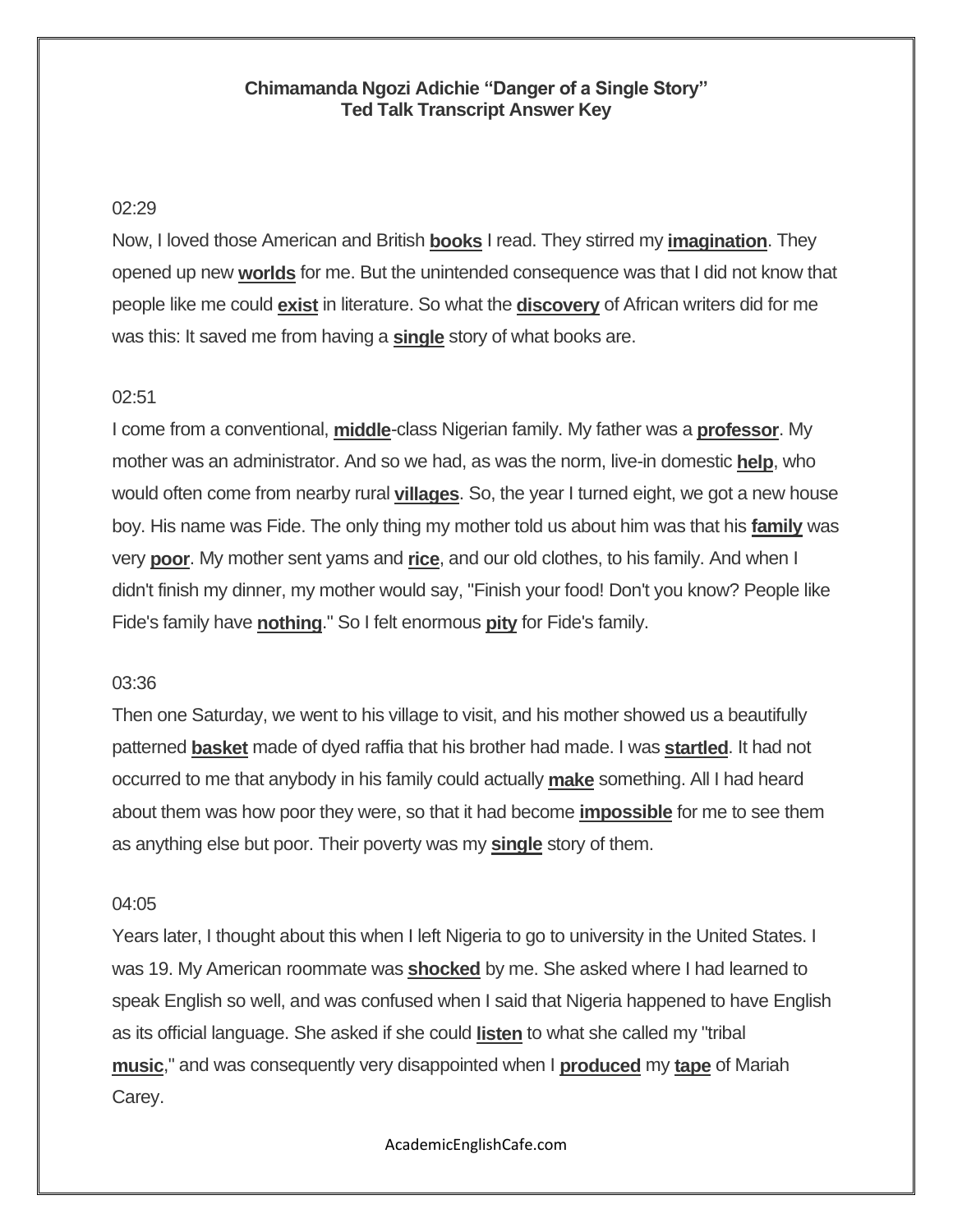**Chimamanda Ngozi Adichie "Danger of a Single Story"**
**Ted Talk Transcript Answer Key**

02:29

Now, I loved those American and British **books** I read. They stirred my **imagination**. They opened up new **worlds** for me. But the unintended consequence was that I did not know that people like me could **exist** in literature. So what the **discovery** of African writers did for me was this: It saved me from having a **single** story of what books are.

02:51

I come from a conventional, **middle**-class Nigerian family. My father was a **professor**. My mother was an administrator. And so we had, as was the norm, live-in domestic **help**, who would often come from nearby rural **villages**. So, the year I turned eight, we got a new house boy. His name was Fide. The only thing my mother told us about him was that his **family** was very **poor**. My mother sent yams and **rice**, and our old clothes, to his family. And when I didn't finish my dinner, my mother would say, "Finish your food! Don't you know? People like Fide's family have **nothing**." So I felt enormous **pity** for Fide's family.

03:36

Then one Saturday, we went to his village to visit, and his mother showed us a beautifully patterned **basket** made of dyed raffia that his brother had made. I was **startled**. It had not occurred to me that anybody in his family could actually **make** something. All I had heard about them was how poor they were, so that it had become **impossible** for me to see them as anything else but poor. Their poverty was my **single** story of them.

04:05

Years later, I thought about this when I left Nigeria to go to university in the United States. I was 19. My American roommate was **shocked** by me. She asked where I had learned to speak English so well, and was confused when I said that Nigeria happened to have English as its official language. She asked if she could **listen** to what she called my "tribal **music**," and was consequently very disappointed when I **produced** my **tape** of Mariah Carey.

AcademicEnglishCafe.com